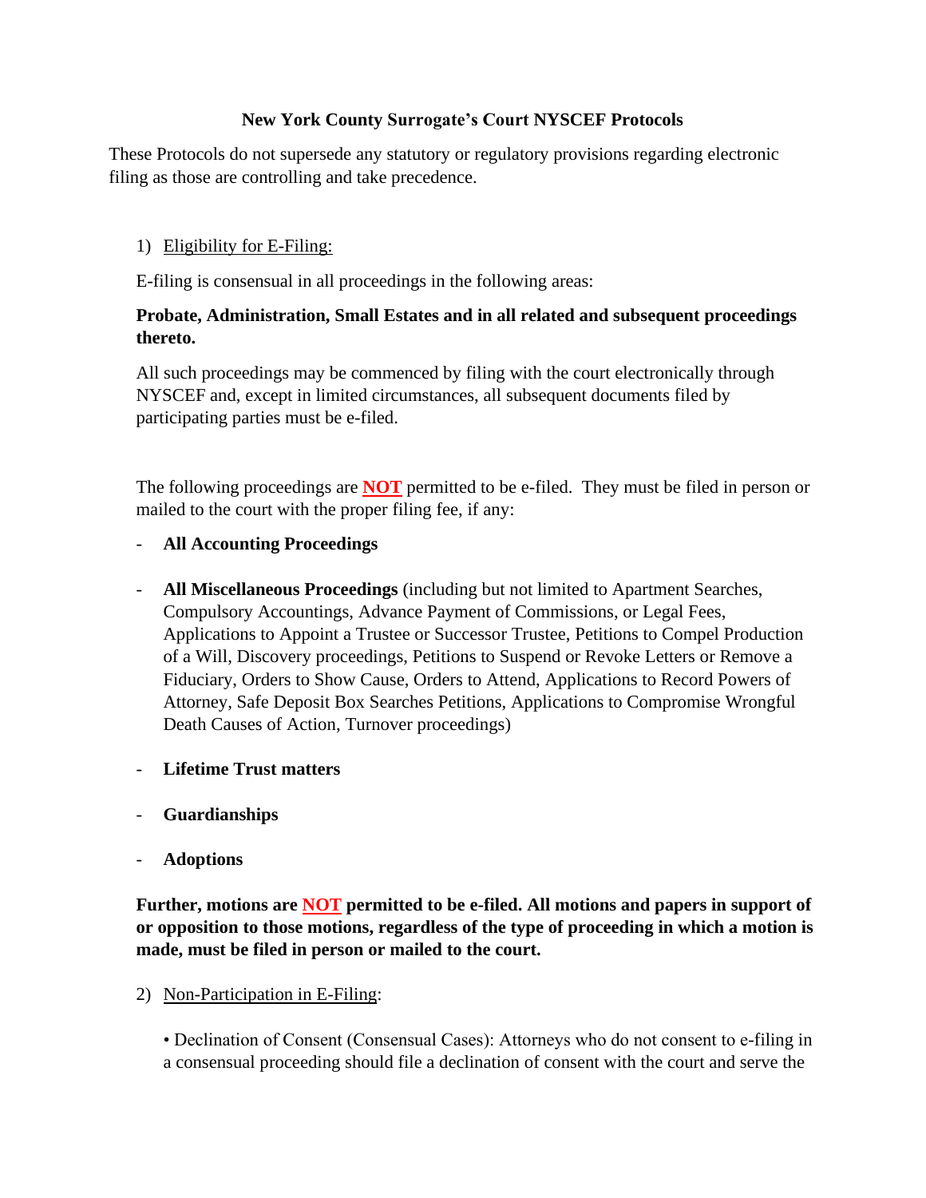# New York County Surrogate's Court NYSCEF Protocols

These Protocols do not supersede any statutory or regulatory provisions regarding electronic filing as those are controlling and take precedence.

1) Eligibility for E-Filing:

E-filing is consensual in all proceedings in the following areas:

**Probate, Administration, Small Estates and in all related and subsequent proceedings thereto.**

All such proceedings may be commenced by filing with the court electronically through NYSCEF and, except in limited circumstances, all subsequent documents filed by participating parties must be e-filed.

The following proceedings are **NOT** permitted to be e-filed. They must be filed in person or mailed to the court with the proper filing fee, if any:

- **All Accounting Proceedings**
- **All Miscellaneous Proceedings** (including but not limited to Apartment Searches, Compulsory Accountings, Advance Payment of Commissions, or Legal Fees, Applications to Appoint a Trustee or Successor Trustee, Petitions to Compel Production of a Will, Discovery proceedings, Petitions to Suspend or Revoke Letters or Remove a Fiduciary, Orders to Show Cause, Orders to Attend, Applications to Record Powers of Attorney, Safe Deposit Box Searches Petitions, Applications to Compromise Wrongful Death Causes of Action, Turnover proceedings)
- **Lifetime Trust matters**
- **Guardianships**
- **Adoptions**

**Further, motions are NOT permitted to be e-filed. All motions and papers in support of or opposition to those motions, regardless of the type of proceeding in which a motion is made, must be filed in person or mailed to the court.**

2) Non-Participation in E-Filing:

• Declination of Consent (Consensual Cases): Attorneys who do not consent to e-filing in a consensual proceeding should file a declination of consent with the court and serve the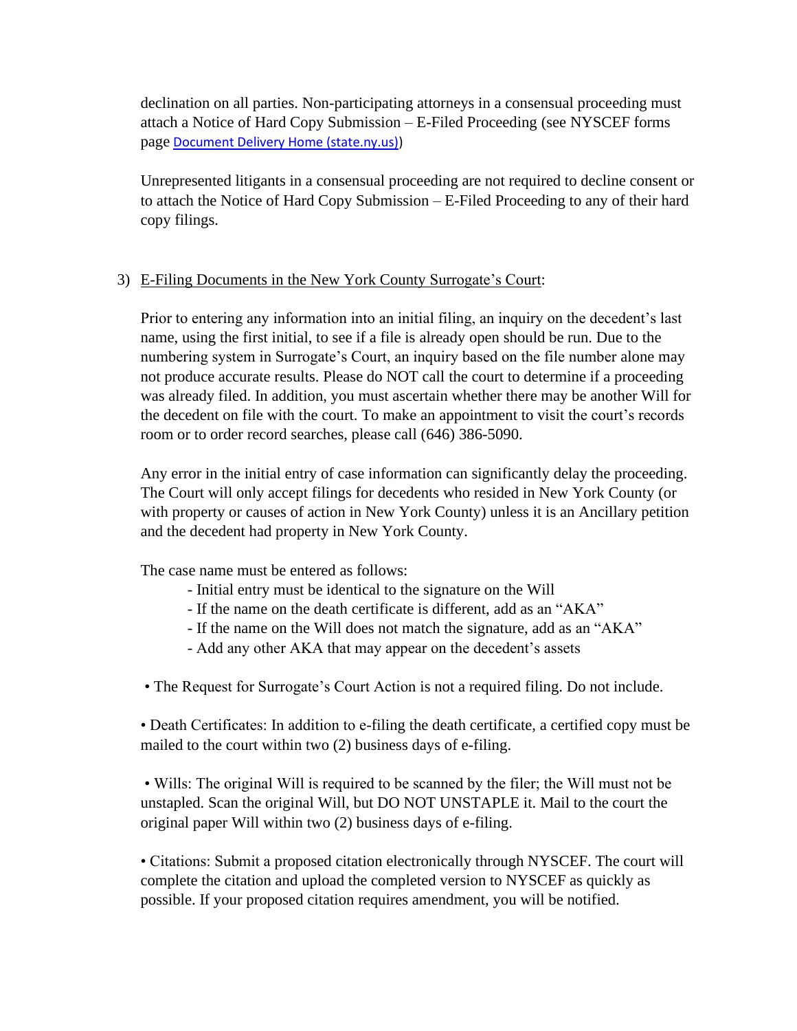declination on all parties. Non-participating attorneys in a consensual proceeding must attach a Notice of Hard Copy Submission – E-Filed Proceeding (see NYSCEF forms page [Document Delivery Home (state.ny.us)](#))

Unrepresented litigants in a consensual proceeding are not required to decline consent or to attach the Notice of Hard Copy Submission – E-Filed Proceeding to any of their hard copy filings.

3) <u>E-Filing Documents in the New York County Surrogate's Court</u>:

   Prior to entering any information into an initial filing, an inquiry on the decedent's last name, using the first initial, to see if a file is already open should be run. Due to the numbering system in Surrogate's Court, an inquiry based on the file number alone may not produce accurate results. Please do NOT call the court to determine if a proceeding was already filed. In addition, you must ascertain whether there may be another Will for the decedent on file with the court. To make an appointment to visit the court's records room or to order record searches, please call (646) 386-5090.

   Any error in the initial entry of case information can significantly delay the proceeding. The Court will only accept filings for decedents who resided in New York County (or with property or causes of action in New York County) unless it is an Ancillary petition and the decedent had property in New York County.

   The case name must be entered as follows:

   - Initial entry must be identical to the signature on the Will
   - If the name on the death certificate is different, add as an "AKA"
   - If the name on the Will does not match the signature, add as an "AKA"
   - Add any other AKA that may appear on the decedent's assets

   • The Request for Surrogate's Court Action is not a required filing. Do not include.

   • Death Certificates: In addition to e-filing the death certificate, a certified copy must be mailed to the court within two (2) business days of e-filing.

   • Wills: The original Will is required to be scanned by the filer; the Will must not be unstapled. Scan the original Will, but DO NOT UNSTAPLE it. Mail to the court the original paper Will within two (2) business days of e-filing.

   • Citations: Submit a proposed citation electronically through NYSCEF. The court will complete the citation and upload the completed version to NYSCEF as quickly as possible. If your proposed citation requires amendment, you will be notified.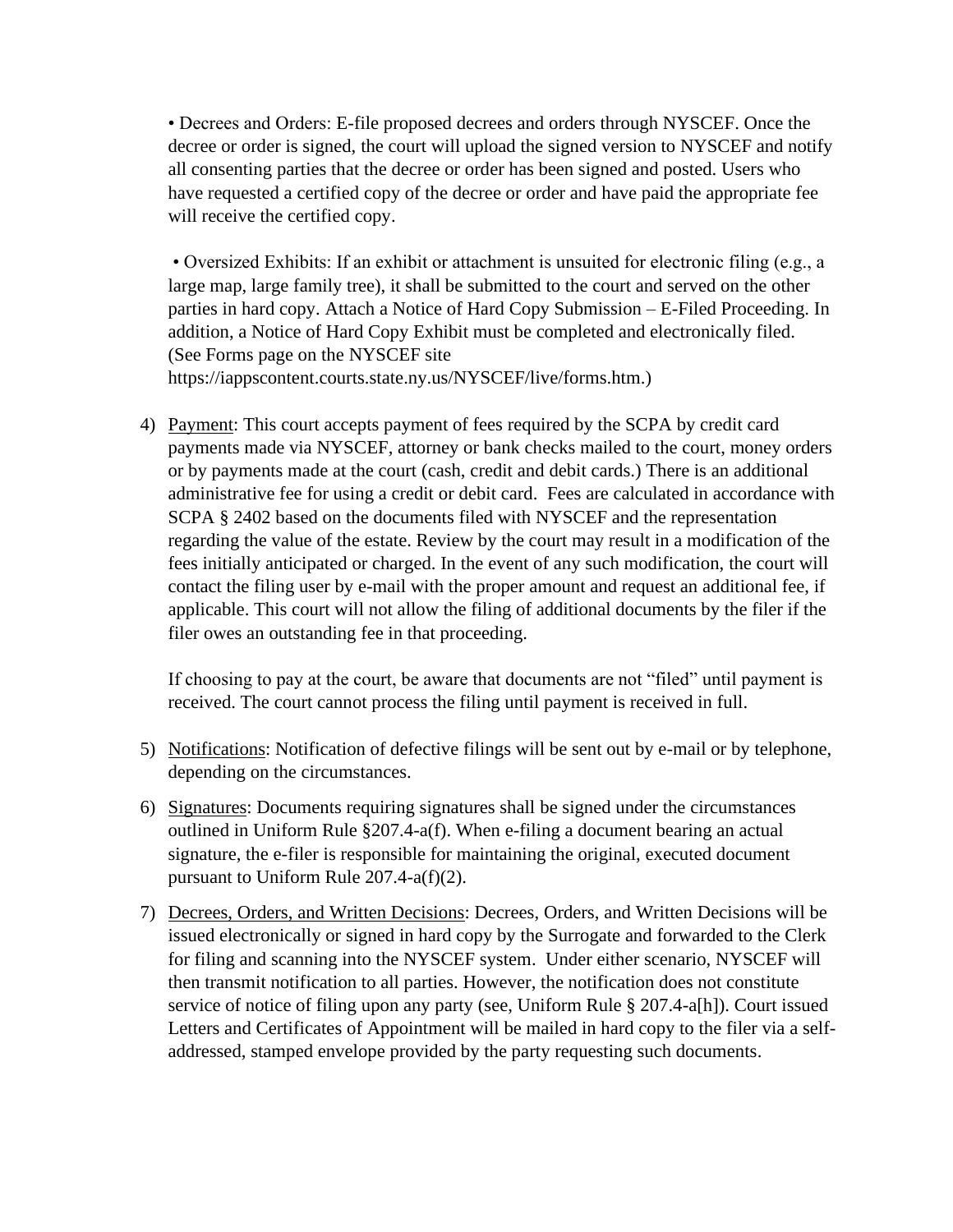• Decrees and Orders: E-file proposed decrees and orders through NYSCEF. Once the decree or order is signed, the court will upload the signed version to NYSCEF and notify all consenting parties that the decree or order has been signed and posted. Users who have requested a certified copy of the decree or order and have paid the appropriate fee will receive the certified copy.

• Oversized Exhibits: If an exhibit or attachment is unsuited for electronic filing (e.g., a large map, large family tree), it shall be submitted to the court and served on the other parties in hard copy. Attach a Notice of Hard Copy Submission – E-Filed Proceeding. In addition, a Notice of Hard Copy Exhibit must be completed and electronically filed. (See Forms page on the NYSCEF site https://iappscontent.courts.state.ny.us/NYSCEF/live/forms.htm.)

4) Payment: This court accepts payment of fees required by the SCPA by credit card payments made via NYSCEF, attorney or bank checks mailed to the court, money orders or by payments made at the court (cash, credit and debit cards.) There is an additional administrative fee for using a credit or debit card. Fees are calculated in accordance with SCPA § 2402 based on the documents filed with NYSCEF and the representation regarding the value of the estate. Review by the court may result in a modification of the fees initially anticipated or charged. In the event of any such modification, the court will contact the filing user by e-mail with the proper amount and request an additional fee, if applicable. This court will not allow the filing of additional documents by the filer if the filer owes an outstanding fee in that proceeding.

   If choosing to pay at the court, be aware that documents are not "filed" until payment is received. The court cannot process the filing until payment is received in full.

5) Notifications: Notification of defective filings will be sent out by e-mail or by telephone, depending on the circumstances.

6) Signatures: Documents requiring signatures shall be signed under the circumstances outlined in Uniform Rule §207.4-a(f). When e-filing a document bearing an actual signature, the e-filer is responsible for maintaining the original, executed document pursuant to Uniform Rule 207.4-a(f)(2).

7) Decrees, Orders, and Written Decisions: Decrees, Orders, and Written Decisions will be issued electronically or signed in hard copy by the Surrogate and forwarded to the Clerk for filing and scanning into the NYSCEF system. Under either scenario, NYSCEF will then transmit notification to all parties. However, the notification does not constitute service of notice of filing upon any party (see, Uniform Rule § 207.4-a[h]). Court issued Letters and Certificates of Appointment will be mailed in hard copy to the filer via a self-addressed, stamped envelope provided by the party requesting such documents.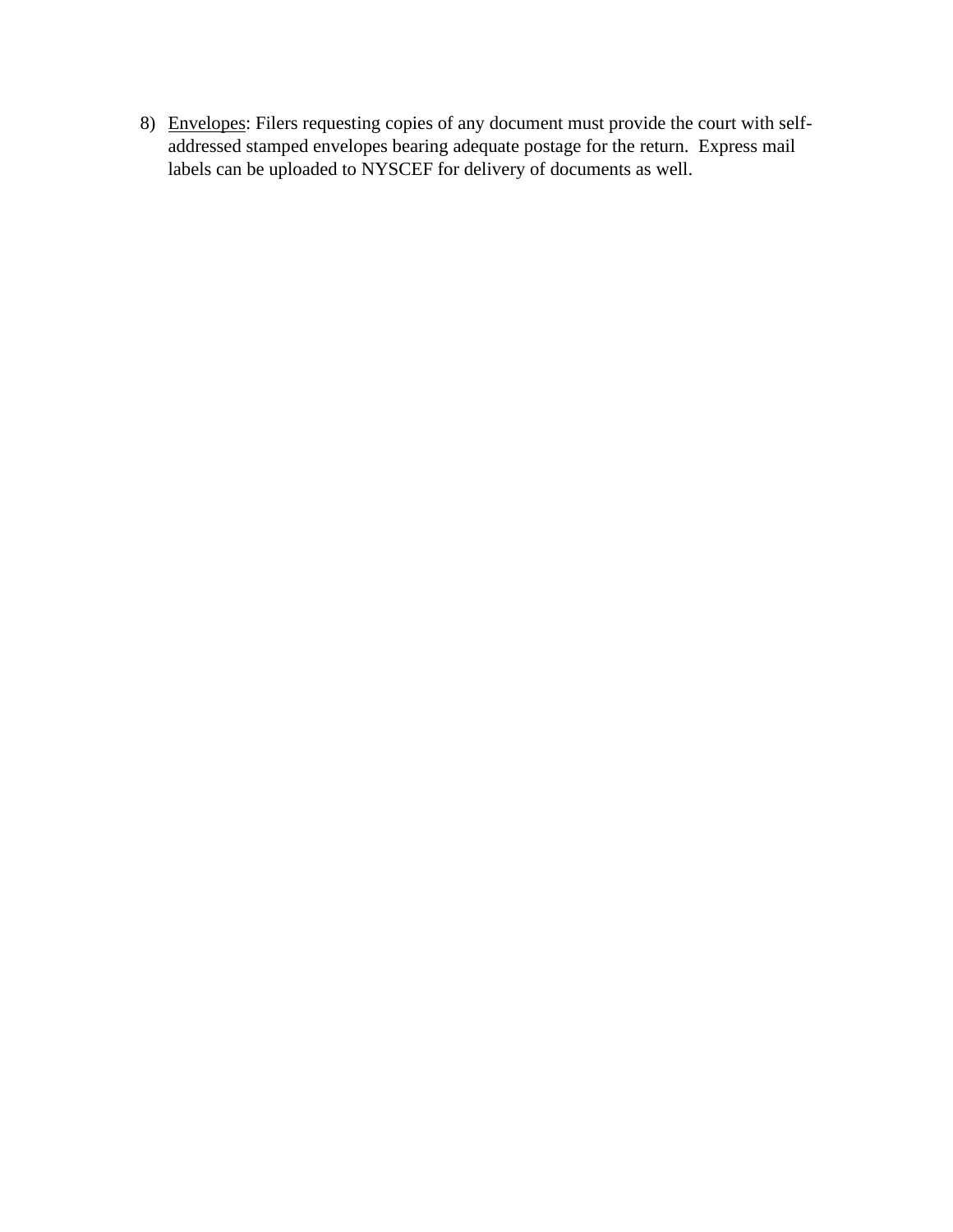8) Envelopes: Filers requesting copies of any document must provide the court with self-addressed stamped envelopes bearing adequate postage for the return.  Express mail labels can be uploaded to NYSCEF for delivery of documents as well.